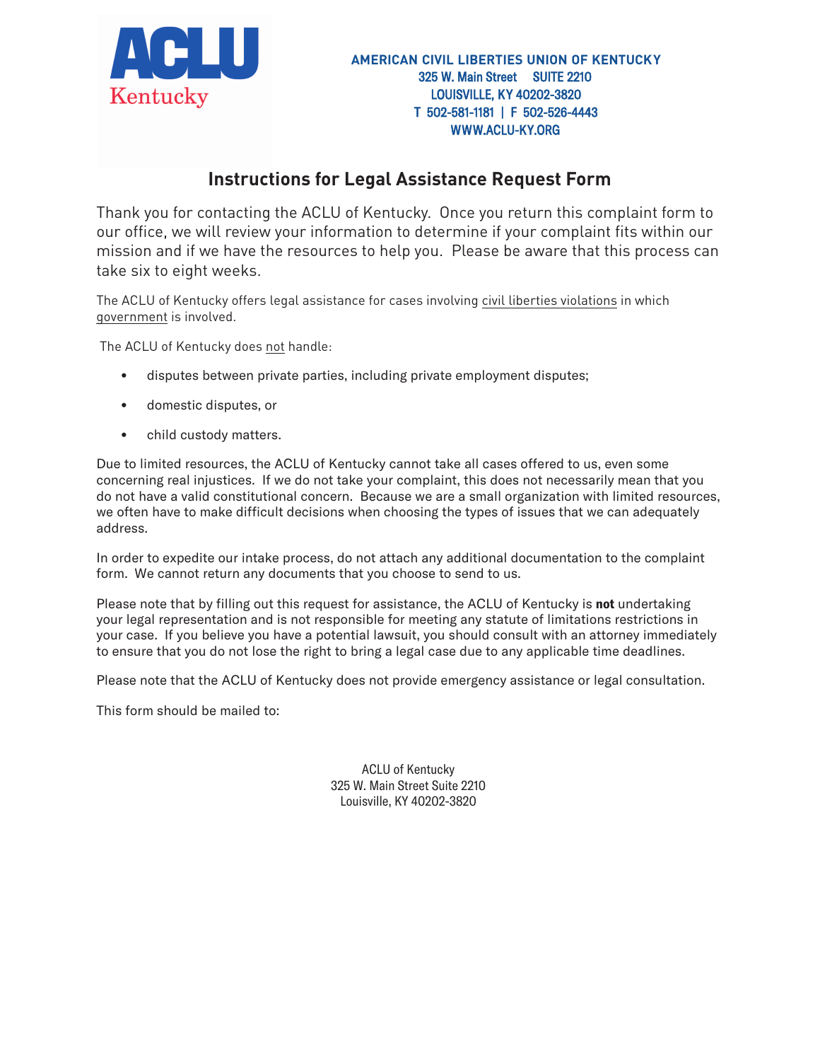**ACLU Kentucky**

**AMERICAN CIVIL LIBERTIES UNION OF KENTUCKY**
325 W. Main Street SUITE 2210
LOUISVILLE, KY 40202-3820
T 502-581-1181 | F 502-526-4443
WWW.ACLU-KY.ORG

## Instructions for Legal Assistance Request Form

Thank you for contacting the ACLU of Kentucky. Once you return this complaint form to our office, we will review your information to determine if your complaint fits within our mission and if we have the resources to help you. Please be aware that this process can take six to eight weeks.

The ACLU of Kentucky offers legal assistance for cases involving civil liberties violations in which government is involved.

The ACLU of Kentucky does not handle:

- disputes between private parties, including private employment disputes;
- domestic disputes, or
- child custody matters.

Due to limited resources, the ACLU of Kentucky cannot take all cases offered to us, even some concerning real injustices. If we do not take your complaint, this does not necessarily mean that you do not have a valid constitutional concern. Because we are a small organization with limited resources, we often have to make difficult decisions when choosing the types of issues that we can adequately address.

In order to expedite our intake process, do not attach any additional documentation to the complaint form. We cannot return any documents that you choose to send to us.

Please note that by filling out this request for assistance, the ACLU of Kentucky is **not** undertaking your legal representation and is not responsible for meeting any statute of limitations restrictions in your case. If you believe you have a potential lawsuit, you should consult with an attorney immediately to ensure that you do not lose the right to bring a legal case due to any applicable time deadlines.

Please note that the ACLU of Kentucky does not provide emergency assistance or legal consultation.

This form should be mailed to:

ACLU of Kentucky
325 W. Main Street Suite 2210
Louisville, KY 40202-3820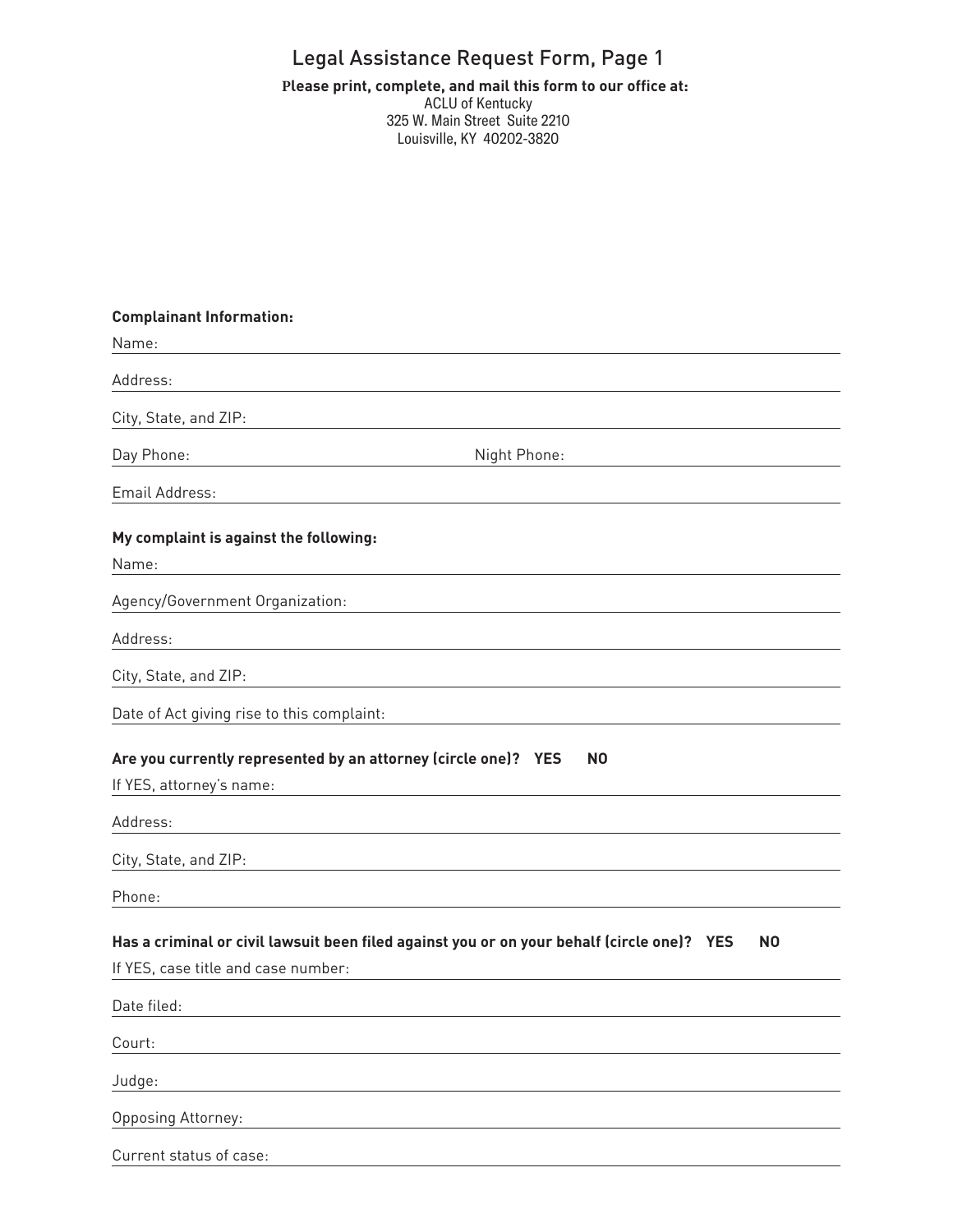# Legal Assistance Request Form, Page 1

**Please print, complete, and mail this form to our office at:**
ACLU of Kentucky
325 W. Main Street Suite 2210
Louisville, KY 40202-3820

**Complainant Information:**

Name: ______________________________

Address: ______________________________

City, State, and ZIP: ______________________________

Day Phone: ______________________________ Night Phone: ______________________________

Email Address: ______________________________

**My complaint is against the following:**

Name: ______________________________

Agency/Government Organization: ______________________________

Address: ______________________________

City, State, and ZIP: ______________________________

Date of Act giving rise to this complaint: ______________________________

**Are you currently represented by an attorney (circle one)? YES NO**

If YES, attorney's name: ______________________________

Address: ______________________________

City, State, and ZIP: ______________________________

Phone: ______________________________

**Has a criminal or civil lawsuit been filed against you or on your behalf (circle one)? YES NO**

If YES, case title and case number: ______________________________

Date filed: ______________________________

Court: ______________________________

Judge: ______________________________

Opposing Attorney: ______________________________

Current status of case: ______________________________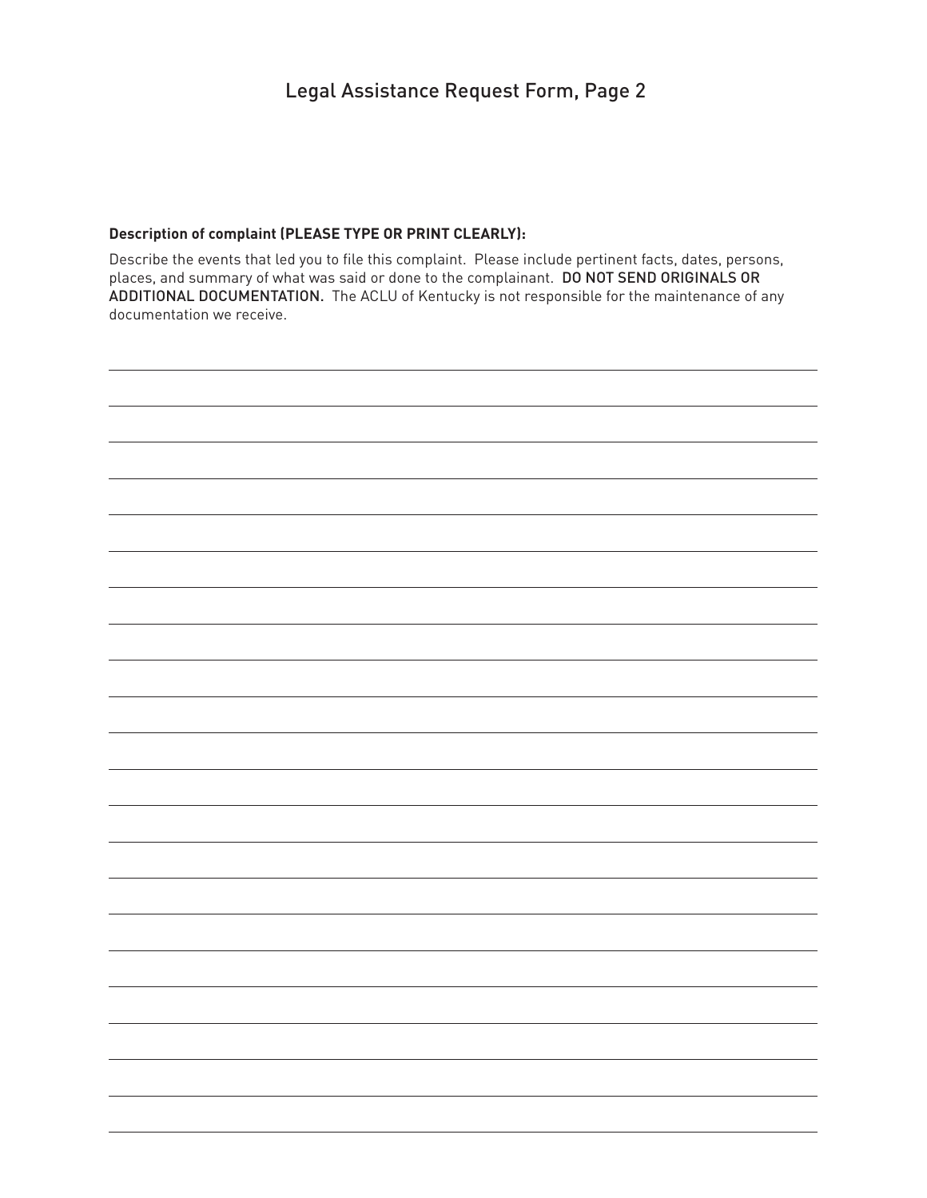# Legal Assistance Request Form, Page 2

**Description of complaint (PLEASE TYPE OR PRINT CLEARLY):**

Describe the events that led you to file this complaint. Please include pertinent facts, dates, persons, places, and summary of what was said or done to the complainant. DO NOT SEND ORIGINALS OR ADDITIONAL DOCUMENTATION. The ACLU of Kentucky is not responsible for the maintenance of any documentation we receive.

\_\_\_\_\_\_\_\_\_\_\_\_\_\_\_\_\_\_\_\_\_\_\_\_\_\_\_\_\_\_\_\_\_\_\_\_\_\_\_\_\_\_\_\_\_\_\_\_\_\_\_\_\_\_\_\_\_\_\_\_\_\_\_\_\_\_\_\_\_\_\_\_\_\_\_\_\_\_

\_\_\_\_\_\_\_\_\_\_\_\_\_\_\_\_\_\_\_\_\_\_\_\_\_\_\_\_\_\_\_\_\_\_\_\_\_\_\_\_\_\_\_\_\_\_\_\_\_\_\_\_\_\_\_\_\_\_\_\_\_\_\_\_\_\_\_\_\_\_\_\_\_\_\_\_\_\_

\_\_\_\_\_\_\_\_\_\_\_\_\_\_\_\_\_\_\_\_\_\_\_\_\_\_\_\_\_\_\_\_\_\_\_\_\_\_\_\_\_\_\_\_\_\_\_\_\_\_\_\_\_\_\_\_\_\_\_\_\_\_\_\_\_\_\_\_\_\_\_\_\_\_\_\_\_\_

\_\_\_\_\_\_\_\_\_\_\_\_\_\_\_\_\_\_\_\_\_\_\_\_\_\_\_\_\_\_\_\_\_\_\_\_\_\_\_\_\_\_\_\_\_\_\_\_\_\_\_\_\_\_\_\_\_\_\_\_\_\_\_\_\_\_\_\_\_\_\_\_\_\_\_\_\_\_

\_\_\_\_\_\_\_\_\_\_\_\_\_\_\_\_\_\_\_\_\_\_\_\_\_\_\_\_\_\_\_\_\_\_\_\_\_\_\_\_\_\_\_\_\_\_\_\_\_\_\_\_\_\_\_\_\_\_\_\_\_\_\_\_\_\_\_\_\_\_\_\_\_\_\_\_\_\_

\_\_\_\_\_\_\_\_\_\_\_\_\_\_\_\_\_\_\_\_\_\_\_\_\_\_\_\_\_\_\_\_\_\_\_\_\_\_\_\_\_\_\_\_\_\_\_\_\_\_\_\_\_\_\_\_\_\_\_\_\_\_\_\_\_\_\_\_\_\_\_\_\_\_\_\_\_\_

\_\_\_\_\_\_\_\_\_\_\_\_\_\_\_\_\_\_\_\_\_\_\_\_\_\_\_\_\_\_\_\_\_\_\_\_\_\_\_\_\_\_\_\_\_\_\_\_\_\_\_\_\_\_\_\_\_\_\_\_\_\_\_\_\_\_\_\_\_\_\_\_\_\_\_\_\_\_

\_\_\_\_\_\_\_\_\_\_\_\_\_\_\_\_\_\_\_\_\_\_\_\_\_\_\_\_\_\_\_\_\_\_\_\_\_\_\_\_\_\_\_\_\_\_\_\_\_\_\_\_\_\_\_\_\_\_\_\_\_\_\_\_\_\_\_\_\_\_\_\_\_\_\_\_\_\_

\_\_\_\_\_\_\_\_\_\_\_\_\_\_\_\_\_\_\_\_\_\_\_\_\_\_\_\_\_\_\_\_\_\_\_\_\_\_\_\_\_\_\_\_\_\_\_\_\_\_\_\_\_\_\_\_\_\_\_\_\_\_\_\_\_\_\_\_\_\_\_\_\_\_\_\_\_\_

\_\_\_\_\_\_\_\_\_\_\_\_\_\_\_\_\_\_\_\_\_\_\_\_\_\_\_\_\_\_\_\_\_\_\_\_\_\_\_\_\_\_\_\_\_\_\_\_\_\_\_\_\_\_\_\_\_\_\_\_\_\_\_\_\_\_\_\_\_\_\_\_\_\_\_\_\_\_

\_\_\_\_\_\_\_\_\_\_\_\_\_\_\_\_\_\_\_\_\_\_\_\_\_\_\_\_\_\_\_\_\_\_\_\_\_\_\_\_\_\_\_\_\_\_\_\_\_\_\_\_\_\_\_\_\_\_\_\_\_\_\_\_\_\_\_\_\_\_\_\_\_\_\_\_\_\_

\_\_\_\_\_\_\_\_\_\_\_\_\_\_\_\_\_\_\_\_\_\_\_\_\_\_\_\_\_\_\_\_\_\_\_\_\_\_\_\_\_\_\_\_\_\_\_\_\_\_\_\_\_\_\_\_\_\_\_\_\_\_\_\_\_\_\_\_\_\_\_\_\_\_\_\_\_\_

\_\_\_\_\_\_\_\_\_\_\_\_\_\_\_\_\_\_\_\_\_\_\_\_\_\_\_\_\_\_\_\_\_\_\_\_\_\_\_\_\_\_\_\_\_\_\_\_\_\_\_\_\_\_\_\_\_\_\_\_\_\_\_\_\_\_\_\_\_\_\_\_\_\_\_\_\_\_

\_\_\_\_\_\_\_\_\_\_\_\_\_\_\_\_\_\_\_\_\_\_\_\_\_\_\_\_\_\_\_\_\_\_\_\_\_\_\_\_\_\_\_\_\_\_\_\_\_\_\_\_\_\_\_\_\_\_\_\_\_\_\_\_\_\_\_\_\_\_\_\_\_\_\_\_\_\_

\_\_\_\_\_\_\_\_\_\_\_\_\_\_\_\_\_\_\_\_\_\_\_\_\_\_\_\_\_\_\_\_\_\_\_\_\_\_\_\_\_\_\_\_\_\_\_\_\_\_\_\_\_\_\_\_\_\_\_\_\_\_\_\_\_\_\_\_\_\_\_\_\_\_\_\_\_\_

\_\_\_\_\_\_\_\_\_\_\_\_\_\_\_\_\_\_\_\_\_\_\_\_\_\_\_\_\_\_\_\_\_\_\_\_\_\_\_\_\_\_\_\_\_\_\_\_\_\_\_\_\_\_\_\_\_\_\_\_\_\_\_\_\_\_\_\_\_\_\_\_\_\_\_\_\_\_

\_\_\_\_\_\_\_\_\_\_\_\_\_\_\_\_\_\_\_\_\_\_\_\_\_\_\_\_\_\_\_\_\_\_\_\_\_\_\_\_\_\_\_\_\_\_\_\_\_\_\_\_\_\_\_\_\_\_\_\_\_\_\_\_\_\_\_\_\_\_\_\_\_\_\_\_\_\_

\_\_\_\_\_\_\_\_\_\_\_\_\_\_\_\_\_\_\_\_\_\_\_\_\_\_\_\_\_\_\_\_\_\_\_\_\_\_\_\_\_\_\_\_\_\_\_\_\_\_\_\_\_\_\_\_\_\_\_\_\_\_\_\_\_\_\_\_\_\_\_\_\_\_\_\_\_\_

\_\_\_\_\_\_\_\_\_\_\_\_\_\_\_\_\_\_\_\_\_\_\_\_\_\_\_\_\_\_\_\_\_\_\_\_\_\_\_\_\_\_\_\_\_\_\_\_\_\_\_\_\_\_\_\_\_\_\_\_\_\_\_\_\_\_\_\_\_\_\_\_\_\_\_\_\_\_

\_\_\_\_\_\_\_\_\_\_\_\_\_\_\_\_\_\_\_\_\_\_\_\_\_\_\_\_\_\_\_\_\_\_\_\_\_\_\_\_\_\_\_\_\_\_\_\_\_\_\_\_\_\_\_\_\_\_\_\_\_\_\_\_\_\_\_\_\_\_\_\_\_\_\_\_\_\_

\_\_\_\_\_\_\_\_\_\_\_\_\_\_\_\_\_\_\_\_\_\_\_\_\_\_\_\_\_\_\_\_\_\_\_\_\_\_\_\_\_\_\_\_\_\_\_\_\_\_\_\_\_\_\_\_\_\_\_\_\_\_\_\_\_\_\_\_\_\_\_\_\_\_\_\_\_\_

\_\_\_\_\_\_\_\_\_\_\_\_\_\_\_\_\_\_\_\_\_\_\_\_\_\_\_\_\_\_\_\_\_\_\_\_\_\_\_\_\_\_\_\_\_\_\_\_\_\_\_\_\_\_\_\_\_\_\_\_\_\_\_\_\_\_\_\_\_\_\_\_\_\_\_\_\_\_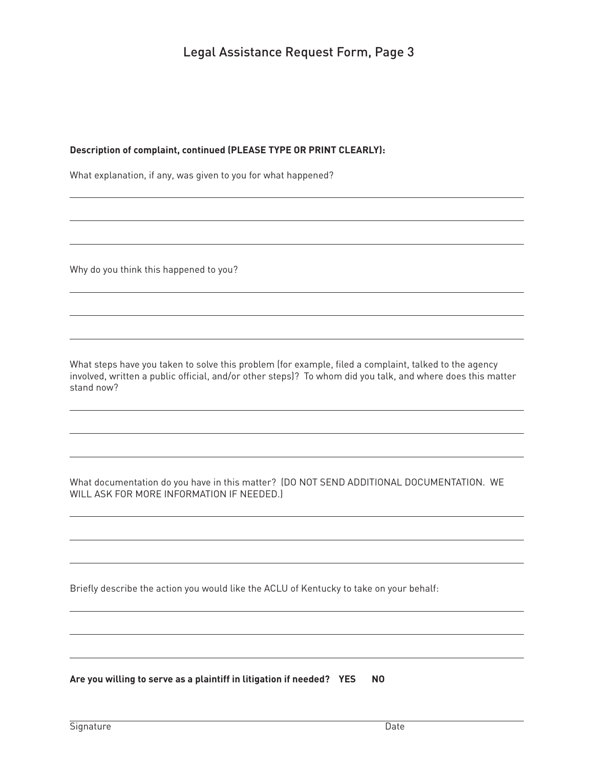# Legal Assistance Request Form, Page 3

**Description of complaint, continued (PLEASE TYPE OR PRINT CLEARLY):**

What explanation, if any, was given to you for what happened?

Why do you think this happened to you?

What steps have you taken to solve this problem (for example, filed a complaint, talked to the agency involved, written a public official, and/or other steps)? To whom did you talk, and where does this matter stand now?

What documentation do you have in this matter? (DO NOT SEND ADDITIONAL DOCUMENTATION. WE WILL ASK FOR MORE INFORMATION IF NEEDED.)

Briefly describe the action you would like the ACLU of Kentucky to take on your behalf:

**Are you willing to serve as a plaintiff in litigation if needed? YES NO**

Signature Date